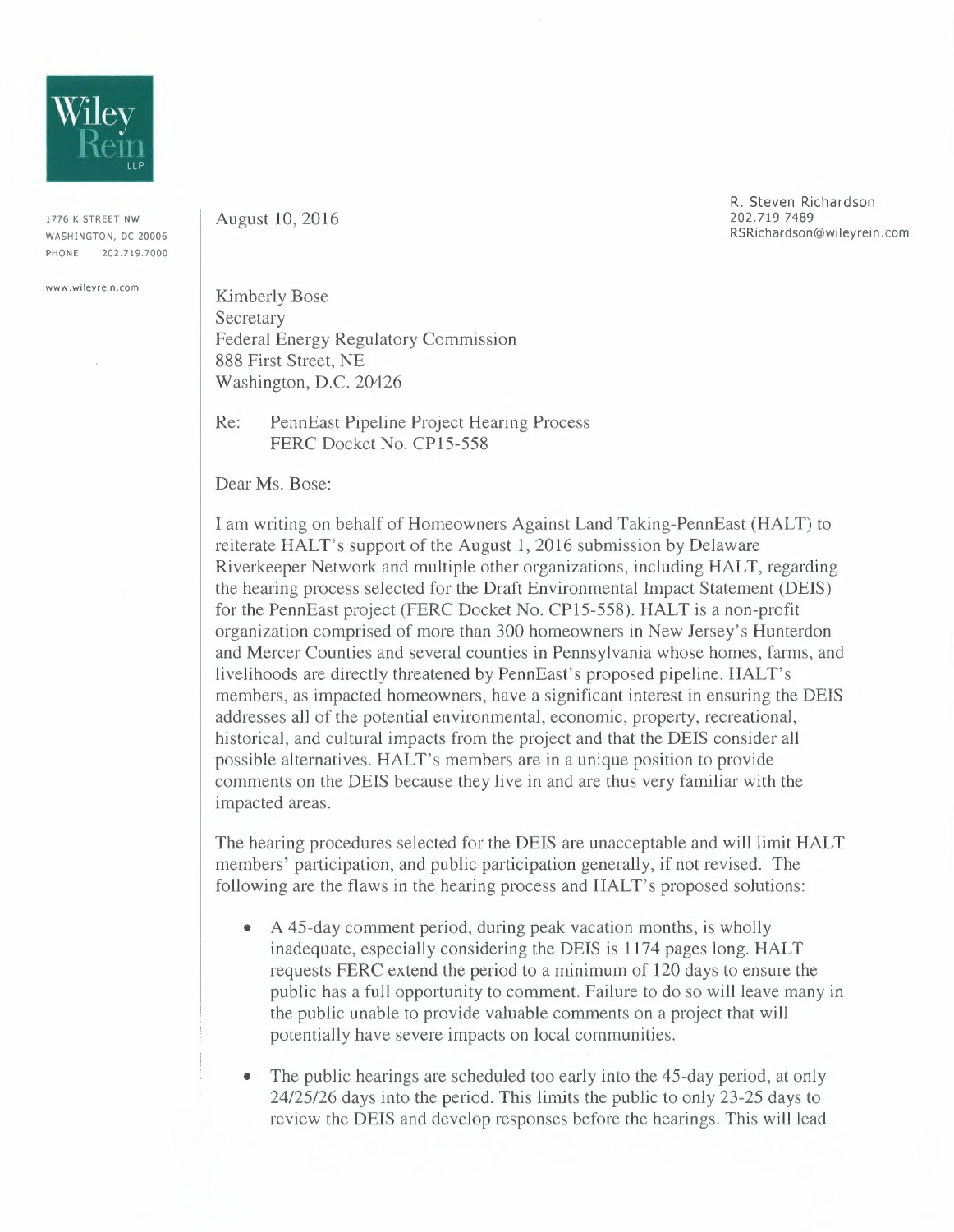Wiley Rein LLP

1776 K STREET NW
WASHINGTON, DC 20006
PHONE 202.719.7000

www.wileyrein.com

August 10, 2016

R. Steven Richardson
202.719.7489
RSRichardson@wileyrein.com

Kimberly Bose
Secretary
Federal Energy Regulatory Commission
888 First Street, NE
Washington, D.C. 20426

Re: PennEast Pipeline Project Hearing Process
FERC Docket No. CP15-558

Dear Ms. Bose:

I am writing on behalf of Homeowners Against Land Taking-PennEast (HALT) to reiterate HALT's support of the August 1, 2016 submission by Delaware Riverkeeper Network and multiple other organizations, including HALT, regarding the hearing process selected for the Draft Environmental Impact Statement (DEIS) for the PennEast project (FERC Docket No. CP15-558). HALT is a non-profit organization comprised of more than 300 homeowners in New Jersey's Hunterdon and Mercer Counties and several counties in Pennsylvania whose homes, farms, and livelihoods are directly threatened by PennEast's proposed pipeline. HALT's members, as impacted homeowners, have a significant interest in ensuring the DEIS addresses all of the potential environmental, economic, property, recreational, historical, and cultural impacts from the project and that the DEIS consider all possible alternatives. HALT's members are in a unique position to provide comments on the DEIS because they live in and are thus very familiar with the impacted areas.

The hearing procedures selected for the DEIS are unacceptable and will limit HALT members' participation, and public participation generally, if not revised. The following are the flaws in the hearing process and HALT's proposed solutions:

- A 45-day comment period, during peak vacation months, is wholly inadequate, especially considering the DEIS is 1174 pages long. HALT requests FERC extend the period to a minimum of 120 days to ensure the public has a full opportunity to comment. Failure to do so will leave many in the public unable to provide valuable comments on a project that will potentially have severe impacts on local communities.

- The public hearings are scheduled too early into the 45-day period, at only 24/25/26 days into the period. This limits the public to only 23-25 days to review the DEIS and develop responses before the hearings. This will lead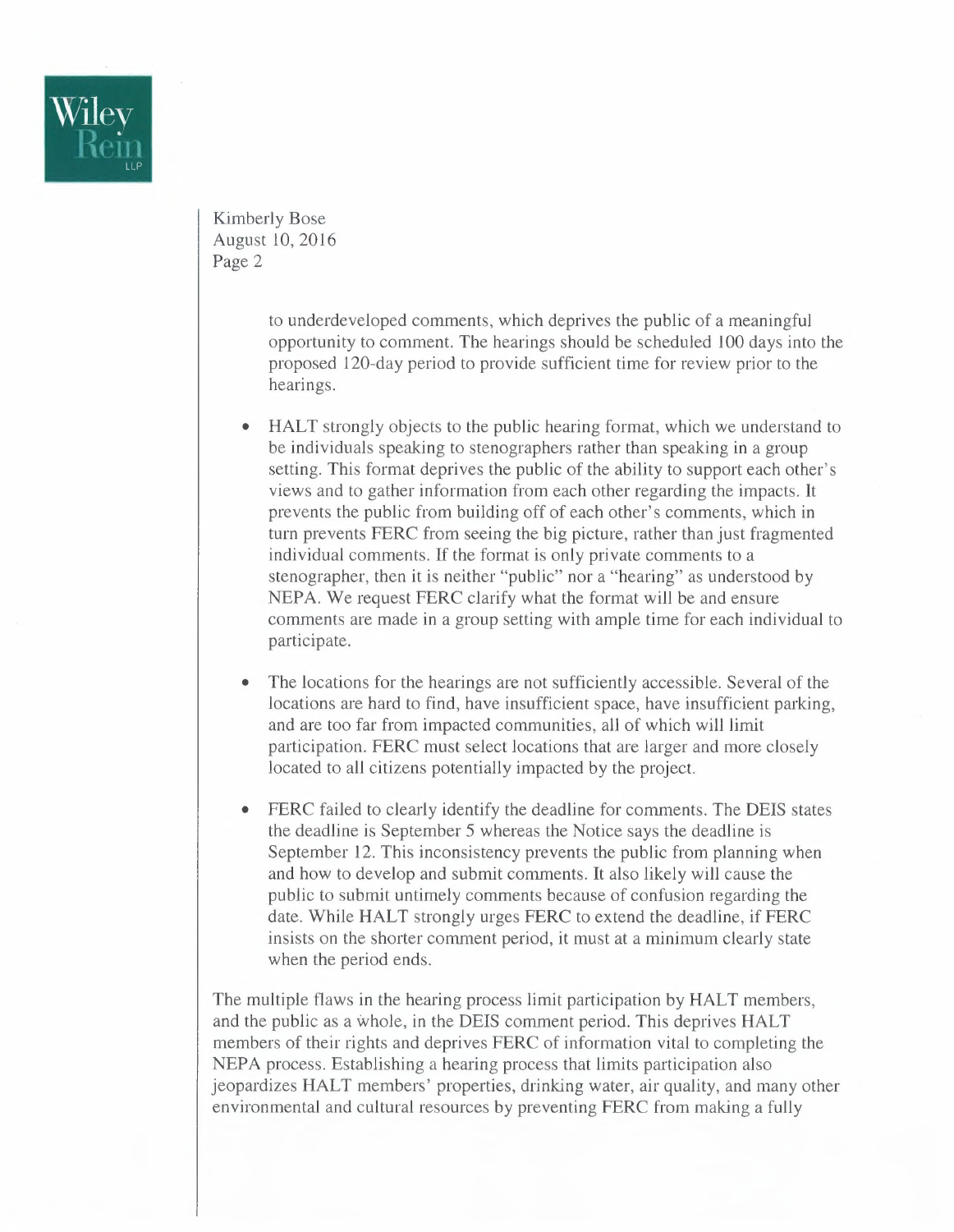to underdeveloped comments, which deprives the public of a meaningful opportunity to comment. The hearings should be scheduled 100 days into the proposed 120-day period to provide sufficient time for review prior to the hearings.

- HALT strongly objects to the public hearing format, which we understand to be individuals speaking to stenographers rather than speaking in a group setting. This format deprives the public of the ability to support each other's views and to gather information from each other regarding the impacts. It prevents the public from building off of each other's comments, which in turn prevents FERC from seeing the big picture, rather than just fragmented individual comments. If the format is only private comments to a stenographer, then it is neither "public" nor a "hearing" as understood by NEPA. We request FERC clarify what the format will be and ensure comments are made in a group setting with ample time for each individual to participate.

- The locations for the hearings are not sufficiently accessible. Several of the locations are hard to find, have insufficient space, have insufficient parking, and are too far from impacted communities, all of which will limit participation. FERC must select locations that are larger and more closely located to all citizens potentially impacted by the project.

- FERC failed to clearly identify the deadline for comments. The DEIS states the deadline is September 5 whereas the Notice says the deadline is September 12. This inconsistency prevents the public from planning when and how to develop and submit comments. It also likely will cause the public to submit untimely comments because of confusion regarding the date. While HALT strongly urges FERC to extend the deadline, if FERC insists on the shorter comment period, it must at a minimum clearly state when the period ends.

The multiple flaws in the hearing process limit participation by HALT members, and the public as a whole, in the DEIS comment period. This deprives HALT members of their rights and deprives FERC of information vital to completing the NEPA process. Establishing a hearing process that limits participation also jeopardizes HALT members' properties, drinking water, air quality, and many other environmental and cultural resources by preventing FERC from making a fully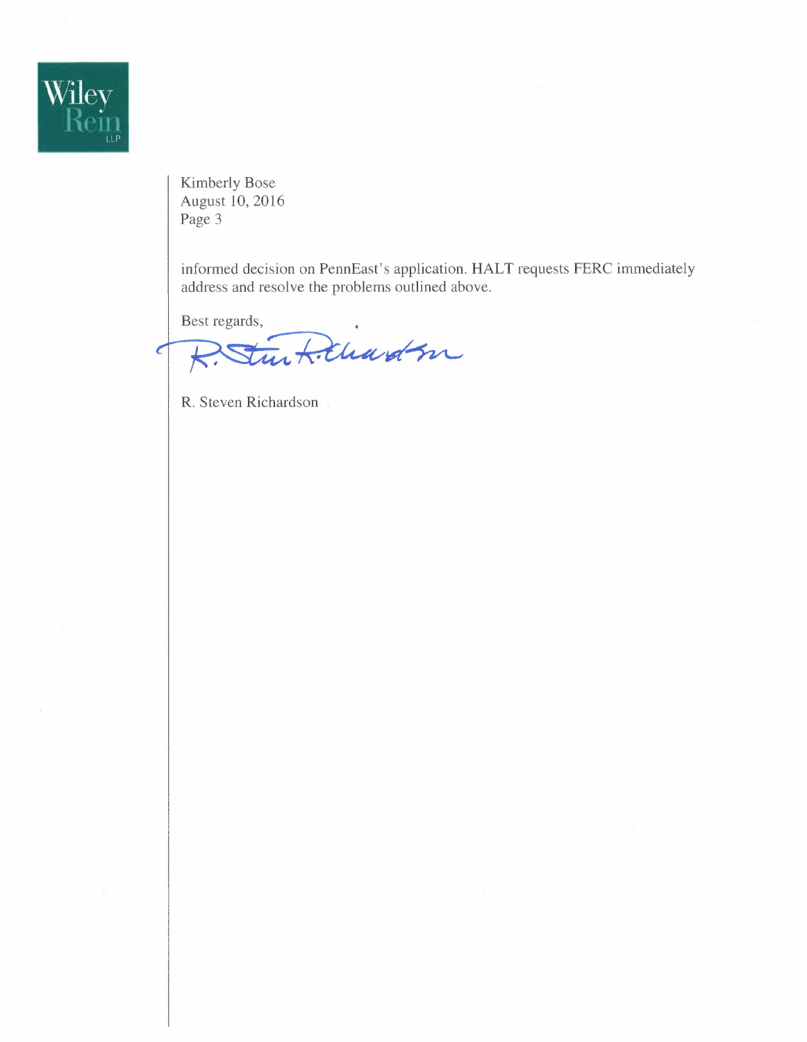informed decision on PennEast's application. HALT requests FERC immediately address and resolve the problems outlined above.

Best regards,

R. Steven Richardson